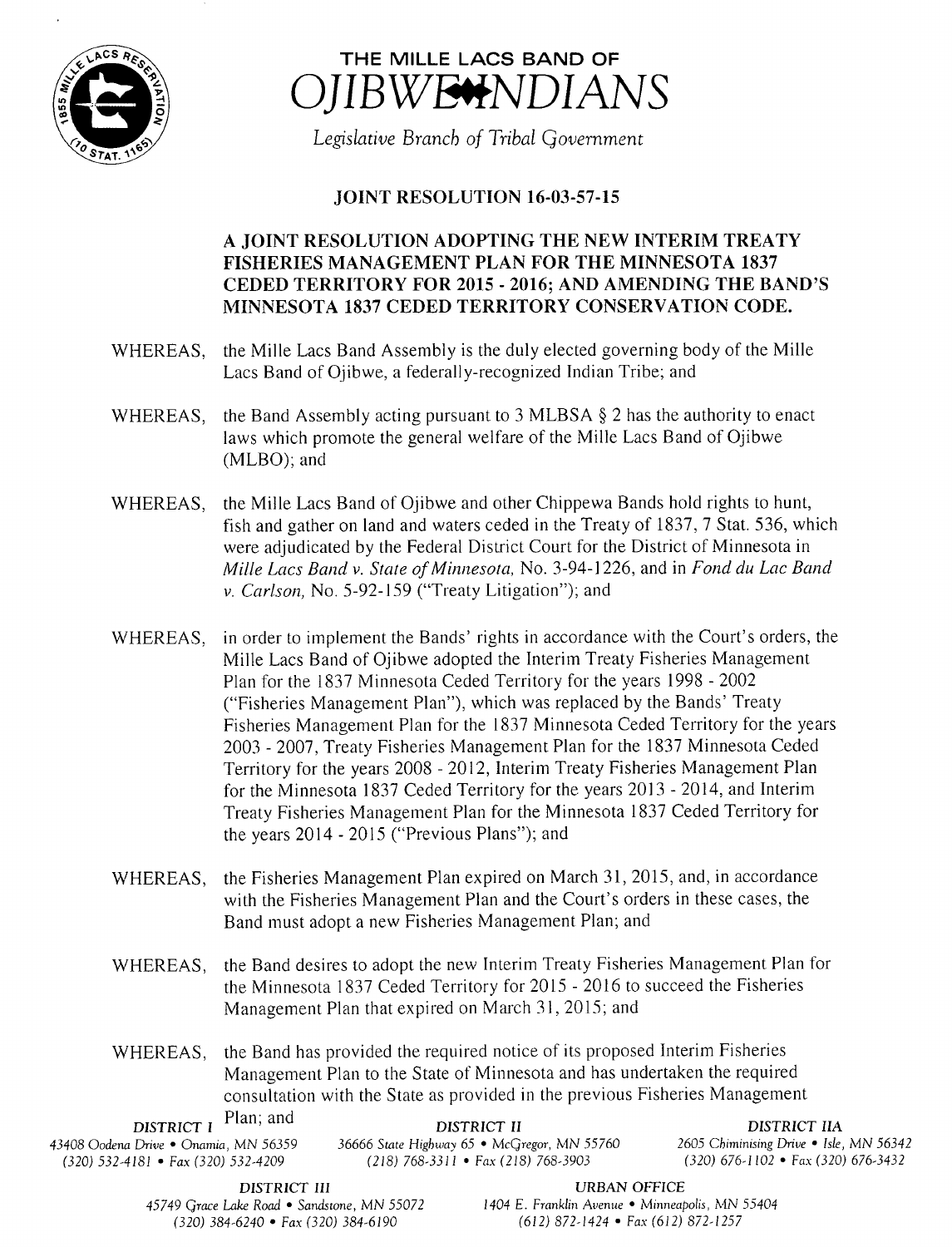# THE MILLE LACS BAND OF OJIBWE INDIANS

*Legislative Branch of Tribal Government*

## JOINT RESOLUTION 16-03-57-15

### A JOINT RESOLUTION ADOPTING THE NEW INTERIM TREATY FISHERIES MANAGEMENT PLAN FOR THE MINNESOTA 1837 CEDED TERRITORY FOR 2015 - 2016; AND AMENDING THE BAND'S MINNESOTA 1837 CEDED TERRITORY CONSERVATION CODE.

WHEREAS, the Mille Lacs Band Assembly is the duly elected governing body of the Mille Lacs Band of Ojibwe, a federally-recognized Indian Tribe; and

WHEREAS, the Band Assembly acting pursuant to 3 MLBSA § 2 has the authority to enact laws which promote the general welfare of the Mille Lacs Band of Ojibwe (MLBO); and

WHEREAS, the Mille Lacs Band of Ojibwe and other Chippewa Bands hold rights to hunt, fish and gather on land and waters ceded in the Treaty of 1837, 7 Stat. 536, which were adjudicated by the Federal District Court for the District of Minnesota in *Mille Lacs Band v. State of Minnesota,* No. 3-94-1226, and in *Fond du Lac Band v. Carlson,* No. 5-92-159 ("Treaty Litigation"); and

WHEREAS, in order to implement the Bands' rights in accordance with the Court's orders, the Mille Lacs Band of Ojibwe adopted the Interim Treaty Fisheries Management Plan for the 1837 Minnesota Ceded Territory for the years 1998 - 2002 ("Fisheries Management Plan"), which was replaced by the Bands' Treaty Fisheries Management Plan for the 1837 Minnesota Ceded Territory for the years 2003 - 2007, Treaty Fisheries Management Plan for the 1837 Minnesota Ceded Territory for the years 2008 - 2012, Interim Treaty Fisheries Management Plan for the Minnesota 1837 Ceded Territory for the years 2013 - 2014, and Interim Treaty Fisheries Management Plan for the Minnesota 1837 Ceded Territory for the years 2014 - 2015 ("Previous Plans"); and

WHEREAS, the Fisheries Management Plan expired on March 31, 2015, and, in accordance with the Fisheries Management Plan and the Court's orders in these cases, the Band must adopt a new Fisheries Management Plan; and

WHEREAS, the Band desires to adopt the new Interim Treaty Fisheries Management Plan for the Minnesota 1837 Ceded Territory for 2015 - 2016 to succeed the Fisheries Management Plan that expired on March 31, 2015; and

WHEREAS, the Band has provided the required notice of its proposed Interim Fisheries Management Plan to the State of Minnesota and has undertaken the required consultation with the State as provided in the previous Fisheries Management Plan; and

DISTRICT I
43408 Oodena Drive • Onamia, MN 56359
(320) 532-4181 • Fax (320) 532-4209

DISTRICT II
36666 State Highway 65 • McGregor, MN 55760
(218) 768-3311 • Fax (218) 768-3903

DISTRICT IIA
2605 Chiminising Drive • Isle, MN 56342
(320) 676-1102 • Fax (320) 676-3432

DISTRICT III
45749 Grace Lake Road • Sandstone, MN 55072
(320) 384-6240 • Fax (320) 384-6190

URBAN OFFICE
1404 E. Franklin Avenue • Minneapolis, MN 55404
(612) 872-1424 • Fax (612) 872-1257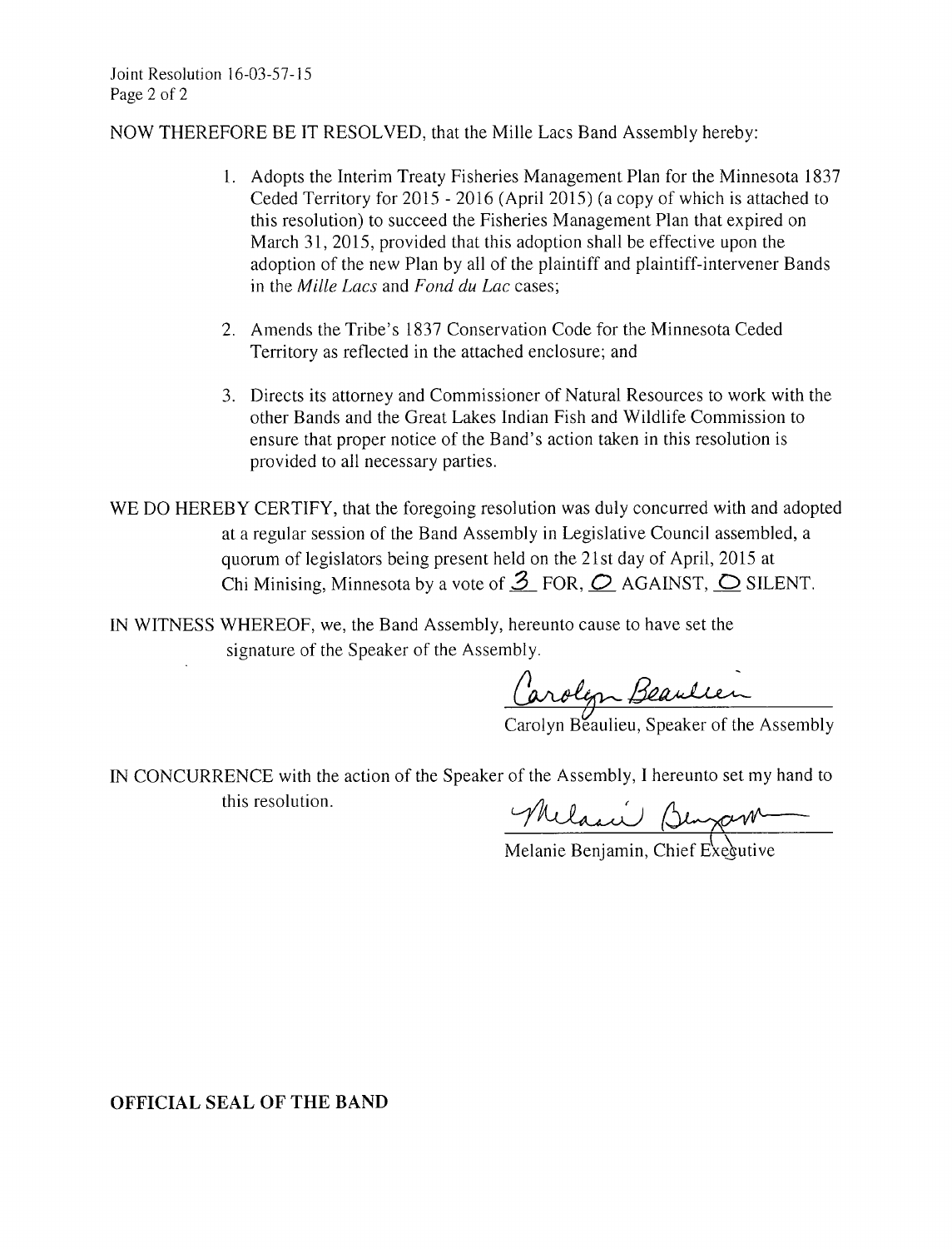NOW THEREFORE BE IT RESOLVED, that the Mille Lacs Band Assembly hereby:

1. Adopts the Interim Treaty Fisheries Management Plan for the Minnesota 1837 Ceded Territory for 2015 - 2016 (April 2015) (a copy of which is attached to this resolution) to succeed the Fisheries Management Plan that expired on March 31, 2015, provided that this adoption shall be effective upon the adoption of the new Plan by all of the plaintiff and plaintiff-intervener Bands in the *Mille Lacs* and *Fond du Lac* cases;

2. Amends the Tribe's 1837 Conservation Code for the Minnesota Ceded Territory as reflected in the attached enclosure; and

3. Directs its attorney and Commissioner of Natural Resources to work with the other Bands and the Great Lakes Indian Fish and Wildlife Commission to ensure that proper notice of the Band's action taken in this resolution is provided to all necessary parties.

WE DO HEREBY CERTIFY, that the foregoing resolution was duly concurred with and adopted at a regular session of the Band Assembly in Legislative Council assembled, a quorum of legislators being present held on the 21st day of April, 2015 at Chi Minising, Minnesota by a vote of 3 FOR, 0 AGAINST, 0 SILENT.

IN WITNESS WHEREOF, we, the Band Assembly, hereunto cause to have set the signature of the Speaker of the Assembly.

Carolyn Beaulieu

Carolyn Beaulieu, Speaker of the Assembly

IN CONCURRENCE with the action of the Speaker of the Assembly, I hereunto set my hand to this resolution.

Melanie Benjamin

Melanie Benjamin, Chief Executive

**OFFICIAL SEAL OF THE BAND**